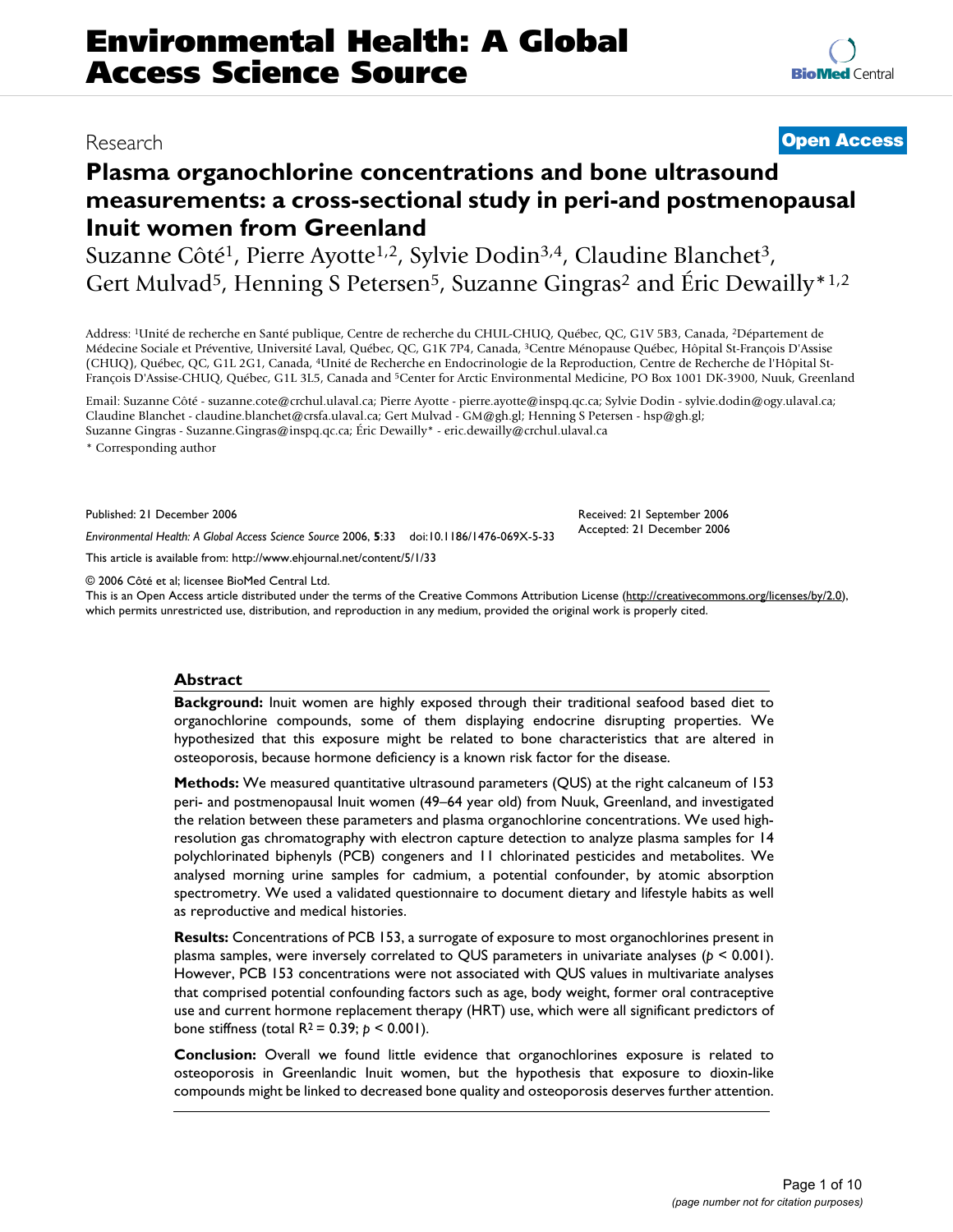Research

**Open Access**

# Plasma organochlorine concentrations and bone ultrasound measurements: a cross-sectional study in peri-and postmenopausal Inuit women from Greenland

Suzanne Côté[1], Pierre Ayotte[1,2], Sylvie Dodin[3,4], Claudine Blanchet[3], Gert Mulvad[5], Henning S Petersen[5], Suzanne Gingras[2] and Éric Dewailly*[1,2]

Address: [1]Unité de recherche en Santé publique, Centre de recherche du CHUL-CHUQ, Québec, QC, G1V 5B3, Canada, [2]Département de Médecine Sociale et Préventive, Université Laval, Québec, QC, G1K 7P4, Canada, [3]Centre Ménopause Québec, Hôpital St-François D'Assise (CHUQ), Québec, QC, G1L 2G1, Canada, [4]Unité de Recherche en Endocrinologie de la Reproduction, Centre de Recherche de l'Hôpital St-François D'Assise-CHUQ, Québec, G1L 3L5, Canada and [5]Center for Arctic Environmental Medicine, PO Box 1001 DK-3900, Nuuk, Greenland

Email: Suzanne Côté - suzanne.cote@crchul.ulaval.ca; Pierre Ayotte - pierre.ayotte@inspq.qc.ca; Sylvie Dodin - sylvie.dodin@ogy.ulaval.ca; Claudine Blanchet - claudine.blanchet@crsfa.ulaval.ca; Gert Mulvad - GM@gh.gl; Henning S Petersen - hsp@gh.gl; Suzanne Gingras - Suzanne.Gingras@inspq.qc.ca; Éric Dewailly* - eric.dewailly@crchul.ulaval.ca

* Corresponding author

Published: 21 December 2006

*Environmental Health: A Global Access Science Source* 2006, **5**:33 doi:10.1186/1476-069X-5-33

Received: 21 September 2006
Accepted: 21 December 2006

This article is available from: http://www.ehjournal.net/content/5/1/33

© 2006 Côté et al; licensee BioMed Central Ltd.
This is an Open Access article distributed under the terms of the Creative Commons Attribution License (http://creativecommons.org/licenses/by/2.0), which permits unrestricted use, distribution, and reproduction in any medium, provided the original work is properly cited.

## Abstract

**Background:** Inuit women are highly exposed through their traditional seafood based diet to organochlorine compounds, some of them displaying endocrine disrupting properties. We hypothesized that this exposure might be related to bone characteristics that are altered in osteoporosis, because hormone deficiency is a known risk factor for the disease.

**Methods:** We measured quantitative ultrasound parameters (QUS) at the right calcaneum of 153 peri- and postmenopausal Inuit women (49–64 year old) from Nuuk, Greenland, and investigated the relation between these parameters and plasma organochlorine concentrations. We used high-resolution gas chromatography with electron capture detection to analyze plasma samples for 14 polychlorinated biphenyls (PCB) congeners and 11 chlorinated pesticides and metabolites. We analysed morning urine samples for cadmium, a potential confounder, by atomic absorption spectrometry. We used a validated questionnaire to document dietary and lifestyle habits as well as reproductive and medical histories.

**Results:** Concentrations of PCB 153, a surrogate of exposure to most organochlorines present in plasma samples, were inversely correlated to QUS parameters in univariate analyses ($p < 0.001$). However, PCB 153 concentrations were not associated with QUS values in multivariate analyses that comprised potential confounding factors such as age, body weight, former oral contraceptive use and current hormone replacement therapy (HRT) use, which were all significant predictors of bone stiffness (total $R^2 = 0.39$; $p < 0.001$).

**Conclusion:** Overall we found little evidence that organochlorines exposure is related to osteoporosis in Greenlandic Inuit women, but the hypothesis that exposure to dioxin-like compounds might be linked to decreased bone quality and osteoporosis deserves further attention.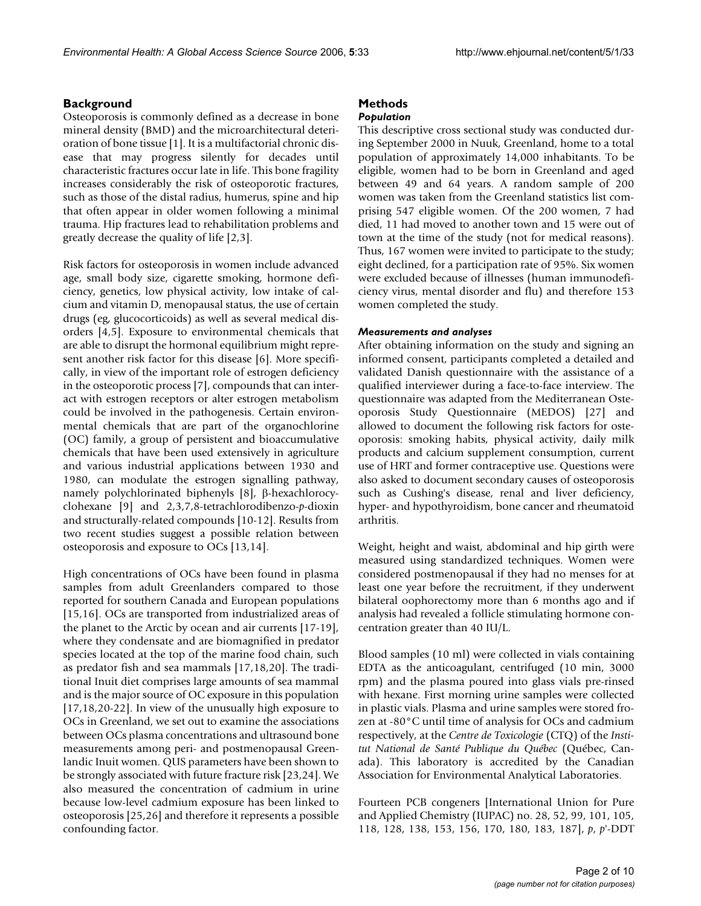## Background

Osteoporosis is commonly defined as a decrease in bone mineral density (BMD) and the microarchitectural deterioration of bone tissue [1]. It is a multifactorial chronic disease that may progress silently for decades until characteristic fractures occur late in life. This bone fragility increases considerably the risk of osteoporotic fractures, such as those of the distal radius, humerus, spine and hip that often appear in older women following a minimal trauma. Hip fractures lead to rehabilitation problems and greatly decrease the quality of life [2,3].

Risk factors for osteoporosis in women include advanced age, small body size, cigarette smoking, hormone deficiency, genetics, low physical activity, low intake of calcium and vitamin D, menopausal status, the use of certain drugs (eg, glucocorticoids) as well as several medical disorders [4,5]. Exposure to environmental chemicals that are able to disrupt the hormonal equilibrium might represent another risk factor for this disease [6]. More specifically, in view of the important role of estrogen deficiency in the osteoporotic process [7], compounds that can interact with estrogen receptors or alter estrogen metabolism could be involved in the pathogenesis. Certain environmental chemicals that are part of the organochlorine (OC) family, a group of persistent and bioaccumulative chemicals that have been used extensively in agriculture and various industrial applications between 1930 and 1980, can modulate the estrogen signalling pathway, namely polychlorinated biphenyls [8], β-hexachlorocyclohexane [9] and 2,3,7,8-tetrachlorodibenzo-*p*-dioxin and structurally-related compounds [10-12]. Results from two recent studies suggest a possible relation between osteoporosis and exposure to OCs [13,14].

High concentrations of OCs have been found in plasma samples from adult Greenlanders compared to those reported for southern Canada and European populations [15,16]. OCs are transported from industrialized areas of the planet to the Arctic by ocean and air currents [17-19], where they condensate and are biomagnified in predator species located at the top of the marine food chain, such as predator fish and sea mammals [17,18,20]. The traditional Inuit diet comprises large amounts of sea mammal and is the major source of OC exposure in this population [17,18,20-22]. In view of the unusually high exposure to OCs in Greenland, we set out to examine the associations between OCs plasma concentrations and ultrasound bone measurements among peri- and postmenopausal Greenlandic Inuit women. QUS parameters have been shown to be strongly associated with future fracture risk [23,24]. We also measured the concentration of cadmium in urine because low-level cadmium exposure has been linked to osteoporosis [25,26] and therefore it represents a possible confounding factor.

## Methods

### *Population*

This descriptive cross sectional study was conducted during September 2000 in Nuuk, Greenland, home to a total population of approximately 14,000 inhabitants. To be eligible, women had to be born in Greenland and aged between 49 and 64 years. A random sample of 200 women was taken from the Greenland statistics list comprising 547 eligible women. Of the 200 women, 7 had died, 11 had moved to another town and 15 were out of town at the time of the study (not for medical reasons). Thus, 167 women were invited to participate to the study; eight declined, for a participation rate of 95%. Six women were excluded because of illnesses (human immunodeficiency virus, mental disorder and flu) and therefore 153 women completed the study.

### *Measurements and analyses*

After obtaining information on the study and signing an informed consent, participants completed a detailed and validated Danish questionnaire with the assistance of a qualified interviewer during a face-to-face interview. The questionnaire was adapted from the Mediterranean Osteoporosis Study Questionnaire (MEDOS) [27] and allowed to document the following risk factors for osteoporosis: smoking habits, physical activity, daily milk products and calcium supplement consumption, current use of HRT and former contraceptive use. Questions were also asked to document secondary causes of osteoporosis such as Cushing's disease, renal and liver deficiency, hyper- and hypothyroidism, bone cancer and rheumatoid arthritis.

Weight, height and waist, abdominal and hip girth were measured using standardized techniques. Women were considered postmenopausal if they had no menses for at least one year before the recruitment, if they underwent bilateral oophorectomy more than 6 months ago and if analysis had revealed a follicle stimulating hormone concentration greater than 40 IU/L.

Blood samples (10 ml) were collected in vials containing EDTA as the anticoagulant, centrifuged (10 min, 3000 rpm) and the plasma poured into glass vials pre-rinsed with hexane. First morning urine samples were collected in plastic vials. Plasma and urine samples were stored frozen at -80°C until time of analysis for OCs and cadmium respectively, at the *Centre de Toxicologie* (CTQ) of the *Institut National de Santé Publique du Québec* (Québec, Canada). This laboratory is accredited by the Canadian Association for Environmental Analytical Laboratories.

Fourteen PCB congeners [International Union for Pure and Applied Chemistry (IUPAC) no. 28, 52, 99, 101, 105, 118, 128, 138, 153, 156, 170, 180, 183, 187], *p*, *p*'-DDT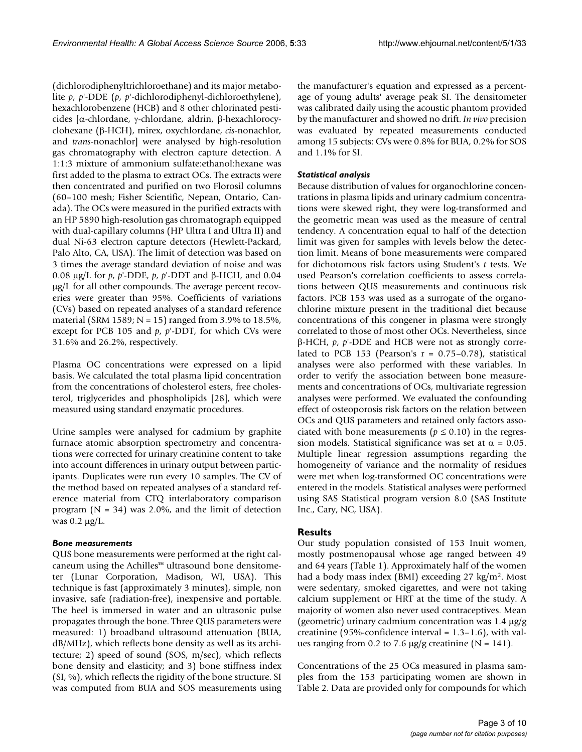(dichlorodiphenyltrichloroethane) and its major metabolite *p*, *p*'-DDE (*p*, *p*'-dichlorodiphenyl-dichloroethylene), hexachlorobenzene (HCB) and 8 other chlorinated pesticides [α-chlordane, γ-chlordane, aldrin, β-hexachlorocyclohexane (β-HCH), mirex, oxychlordane, *cis*-nonachlor, and *trans*-nonachlor] were analysed by high-resolution gas chromatography with electron capture detection. A 1:1:3 mixture of ammonium sulfate:ethanol:hexane was first added to the plasma to extract OCs. The extracts were then concentrated and purified on two Florosil columns (60–100 mesh; Fisher Scientific, Nepean, Ontario, Canada). The OCs were measured in the purified extracts with an HP 5890 high-resolution gas chromatograph equipped with dual-capillary columns (HP Ultra I and Ultra II) and dual Ni-63 electron capture detectors (Hewlett-Packard, Palo Alto, CA, USA). The limit of detection was based on 3 times the average standard deviation of noise and was 0.08 μg/L for *p*, *p*'-DDE, *p*, *p*'-DDT and β-HCH, and 0.04 μg/L for all other compounds. The average percent recoveries were greater than 95%. Coefficients of variations (CVs) based on repeated analyses of a standard reference material (SRM 1589; N = 15) ranged from 3.9% to 18.5%, except for PCB 105 and *p*, *p*'-DDT, for which CVs were 31.6% and 26.2%, respectively.

Plasma OC concentrations were expressed on a lipid basis. We calculated the total plasma lipid concentration from the concentrations of cholesterol esters, free cholesterol, triglycerides and phospholipids [28], which were measured using standard enzymatic procedures.

Urine samples were analysed for cadmium by graphite furnace atomic absorption spectrometry and concentrations were corrected for urinary creatinine content to take into account differences in urinary output between participants. Duplicates were run every 10 samples. The CV of the method based on repeated analyses of a standard reference material from CTQ interlaboratory comparison program (N = 34) was 2.0%, and the limit of detection was 0.2 μg/L.

### *Bone measurements*

QUS bone measurements were performed at the right calcaneum using the Achilles™ ultrasound bone densitometer (Lunar Corporation, Madison, WI, USA). This technique is fast (approximately 3 minutes), simple, non invasive, safe (radiation-free), inexpensive and portable. The heel is immersed in water and an ultrasonic pulse propagates through the bone. Three QUS parameters were measured: 1) broadband ultrasound attenuation (BUA, dB/MHz), which reflects bone density as well as its architecture; 2) speed of sound (SOS, m/sec), which reflects bone density and elasticity; and 3) bone stiffness index (SI, %), which reflects the rigidity of the bone structure. SI was computed from BUA and SOS measurements using the manufacturer's equation and expressed as a percentage of young adults' average peak SI. The densitometer was calibrated daily using the acoustic phantom provided by the manufacturer and showed no drift. *In vivo* precision was evaluated by repeated measurements conducted among 15 subjects: CVs were 0.8% for BUA, 0.2% for SOS and 1.1% for SI.

### *Statistical analysis*

Because distribution of values for organochlorine concentrations in plasma lipids and urinary cadmium concentrations were skewed right, they were log-transformed and the geometric mean was used as the measure of central tendency. A concentration equal to half of the detection limit was given for samples with levels below the detection limit. Means of bone measurements were compared for dichotomous risk factors using Student's *t* tests. We used Pearson's correlation coefficients to assess correlations between QUS measurements and continuous risk factors. PCB 153 was used as a surrogate of the organochlorine mixture present in the traditional diet because concentrations of this congener in plasma were strongly correlated to those of most other OCs. Nevertheless, since β-HCH, *p*, *p*'-DDE and HCB were not as strongly correlated to PCB 153 (Pearson's r = 0.75–0.78), statistical analyses were also performed with these variables. In order to verify the association between bone measurements and concentrations of OCs, multivariate regression analyses were performed. We evaluated the confounding effect of osteoporosis risk factors on the relation between OCs and QUS parameters and retained only factors associated with bone measurements ($p \leq 0.10$) in the regression models. Statistical significance was set at $\alpha = 0.05$. Multiple linear regression assumptions regarding the homogeneity of variance and the normality of residues were met when log-transformed OC concentrations were entered in the models. Statistical analyses were performed using SAS Statistical program version 8.0 (SAS Institute Inc., Cary, NC, USA).

## Results

Our study population consisted of 153 Inuit women, mostly postmenopausal whose age ranged between 49 and 64 years (Table 1). Approximately half of the women had a body mass index (BMI) exceeding 27 kg/m$^2$. Most were sedentary, smoked cigarettes, and were not taking calcium supplement or HRT at the time of the study. A majority of women also never used contraceptives. Mean (geometric) urinary cadmium concentration was 1.4 μg/g creatinine (95%-confidence interval = 1.3–1.6), with values ranging from 0.2 to 7.6 μg/g creatinine (N = 141).

Concentrations of the 25 OCs measured in plasma samples from the 153 participating women are shown in Table 2. Data are provided only for compounds for which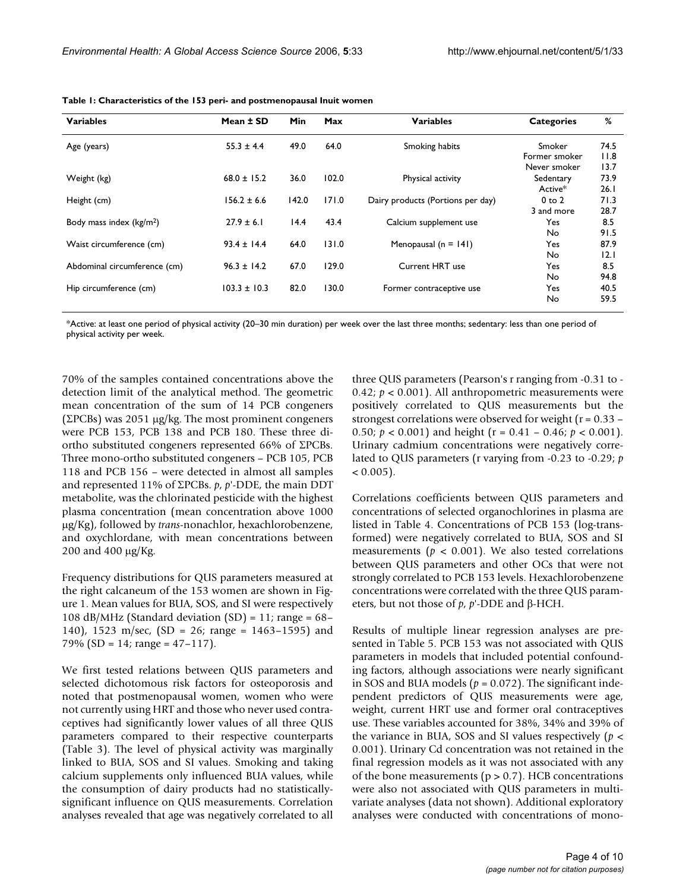**Table 1: Characteristics of the 153 peri- and postmenopausal Inuit women**

| Variables | Mean ± SD | Min | Max | Variables | Categories | % |
|---|---|---|---|---|---|---|
| Age (years) | 55.3 ± 4.4 | 49.0 | 64.0 | Smoking habits | Smoker | 74.5 |
| | | | | | Former smoker | 11.8 |
| | | | | | Never smoker | 13.7 |
| Weight (kg) | 68.0 ± 15.2 | 36.0 | 102.0 | Physical activity | Sedentary | 73.9 |
| | | | | | Active* | 26.1 |
| Height (cm) | 156.2 ± 6.6 | 142.0 | 171.0 | Dairy products (Portions per day) | 0 to 2 | 71.3 |
| | | | | | 3 and more | 28.7 |
| Body mass index (kg/m$^2$) | 27.9 ± 6.1 | 14.4 | 43.4 | Calcium supplement use | Yes | 8.5 |
| | | | | | No | 91.5 |
| Waist circumference (cm) | 93.4 ± 14.4 | 64.0 | 131.0 | Menopausal (n = 141) | Yes | 87.9 |
| | | | | | No | 12.1 |
| Abdominal circumference (cm) | 96.3 ± 14.2 | 67.0 | 129.0 | Current HRT use | Yes | 8.5 |
| | | | | | No | 94.8 |
| Hip circumference (cm) | 103.3 ± 10.3 | 82.0 | 130.0 | Former contraceptive use | Yes | 40.5 |
| | | | | | No | 59.5 |

*Active: at least one period of physical activity (20–30 min duration) per week over the last three months; sedentary: less than one period of physical activity per week.

70% of the samples contained concentrations above the detection limit of the analytical method. The geometric mean concentration of the sum of 14 PCB congeners (ΣPCBs) was 2051 μg/kg. The most prominent congeners were PCB 153, PCB 138 and PCB 180. These three di-ortho substituted congeners represented 66% of ΣPCBs. Three mono-ortho substituted congeners – PCB 105, PCB 118 and PCB 156 – were detected in almost all samples and represented 11% of ΣPCBs. *p*, *p*'-DDE, the main DDT metabolite, was the chlorinated pesticide with the highest plasma concentration (mean concentration above 1000 μg/Kg), followed by *trans*-nonachlor, hexachlorobenzene, and oxychlordane, with mean concentrations between 200 and 400 μg/Kg.

Frequency distributions for QUS parameters measured at the right calcaneum of the 153 women are shown in Figure 1. Mean values for BUA, SOS, and SI were respectively 108 dB/MHz (Standard deviation (SD) = 11; range = 68–140), 1523 m/sec, (SD = 26; range = 1463–1595) and 79% (SD = 14; range = 47–117).

We first tested relations between QUS parameters and selected dichotomous risk factors for osteoporosis and noted that postmenopausal women, women who were not currently using HRT and those who never used contraceptives had significantly lower values of all three QUS parameters compared to their respective counterparts (Table 3). The level of physical activity was marginally linked to BUA, SOS and SI values. Smoking and taking calcium supplements only influenced BUA values, while the consumption of dairy products had no statistically-significant influence on QUS measurements. Correlation analyses revealed that age was negatively correlated to all three QUS parameters (Pearson's r ranging from -0.31 to -0.42; $p < 0.001$). All anthropometric measurements were positively correlated to QUS measurements but the strongest correlations were observed for weight (r = 0.33 – 0.50; $p < 0.001$) and height (r = 0.41 – 0.46; $p < 0.001$). Urinary cadmium concentrations were negatively correlated to QUS parameters (r varying from -0.23 to -0.29; $p < 0.005$).

Correlations coefficients between QUS parameters and concentrations of selected organochlorines in plasma are listed in Table 4. Concentrations of PCB 153 (log-transformed) were negatively correlated to BUA, SOS and SI measurements ($p < 0.001$). We also tested correlations between QUS parameters and other OCs that were not strongly correlated to PCB 153 levels. Hexachlorobenzene concentrations were correlated with the three QUS parameters, but not those of *p*, *p*'-DDE and β-HCH.

Results of multiple linear regression analyses are presented in Table 5. PCB 153 was not associated with QUS parameters in models that included potential confounding factors, although associations were nearly significant in SOS and BUA models ($p = 0.072$). The significant independent predictors of QUS measurements were age, weight, current HRT use and former oral contraceptives use. These variables accounted for 38%, 34% and 39% of the variance in BUA, SOS and SI values respectively ($p < 0.001$). Urinary Cd concentration was not retained in the final regression models as it was not associated with any of the bone measurements ($p > 0.7$). HCB concentrations were also not associated with QUS parameters in multivariate analyses (data not shown). Additional exploratory analyses were conducted with concentrations of mono-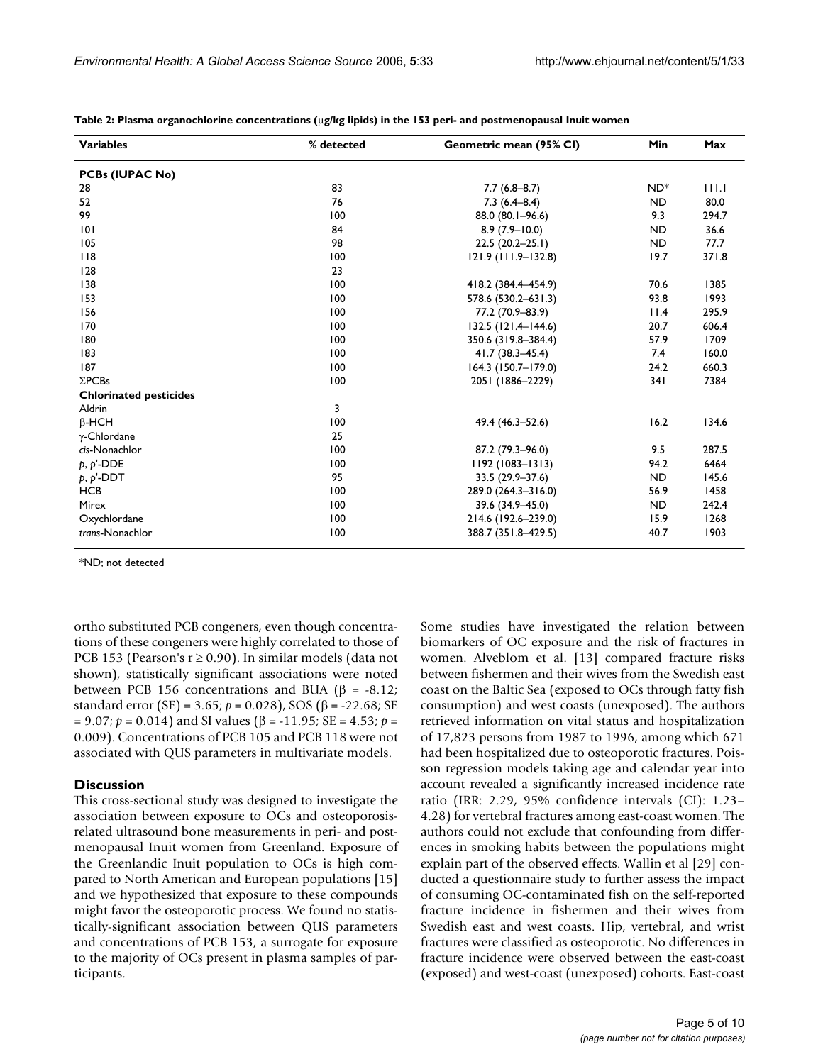**Table 2: Plasma organochlorine concentrations (μg/kg lipids) in the 153 peri- and postmenopausal Inuit women**

| Variables | % detected | Geometric mean (95% CI) | Min | Max |
|---|---|---|---|---|
| **PCBs (IUPAC No)** | | | | |
| 28 | 83 | 7.7 (6.8–8.7) | ND* | 111.1 |
| 52 | 76 | 7.3 (6.4–8.4) | ND | 80.0 |
| 99 | 100 | 88.0 (80.1–96.6) | 9.3 | 294.7 |
| 101 | 84 | 8.9 (7.9–10.0) | ND | 36.6 |
| 105 | 98 | 22.5 (20.2–25.1) | ND | 77.7 |
| 118 | 100 | 121.9 (111.9–132.8) | 19.7 | 371.8 |
| 128 | 23 | | | |
| 138 | 100 | 418.2 (384.4–454.9) | 70.6 | 1385 |
| 153 | 100 | 578.6 (530.2–631.3) | 93.8 | 1993 |
| 156 | 100 | 77.2 (70.9–83.9) | 11.4 | 295.9 |
| 170 | 100 | 132.5 (121.4–144.6) | 20.7 | 606.4 |
| 180 | 100 | 350.6 (319.8–384.4) | 57.9 | 1709 |
| 183 | 100 | 41.7 (38.3–45.4) | 7.4 | 160.0 |
| 187 | 100 | 164.3 (150.7–179.0) | 24.2 | 660.3 |
| ΣPCBs | 100 | 2051 (1886–2229) | 341 | 7384 |
| **Chlorinated pesticides** | | | | |
| Aldrin | 3 | | | |
| β-HCH | 100 | 49.4 (46.3–52.6) | 16.2 | 134.6 |
| γ-Chlordane | 25 | | | |
| *cis*-Nonachlor | 100 | 87.2 (79.3–96.0) | 9.5 | 287.5 |
| *p*, *p*'-DDE | 100 | 1192 (1083–1313) | 94.2 | 6464 |
| *p*, *p*'-DDT | 95 | 33.5 (29.9–37.6) | ND | 145.6 |
| HCB | 100 | 289.0 (264.3–316.0) | 56.9 | 1458 |
| Mirex | 100 | 39.6 (34.9–45.0) | ND | 242.4 |
| Oxychlordane | 100 | 214.6 (192.6–239.0) | 15.9 | 1268 |
| *trans*-Nonachlor | 100 | 388.7 (351.8–429.5) | 40.7 | 1903 |

*ND; not detected

ortho substituted PCB congeners, even though concentrations of these congeners were highly correlated to those of PCB 153 (Pearson's $r \geq 0.90$). In similar models (data not shown), statistically significant associations were noted between PCB 156 concentrations and BUA ($\beta = -8.12$; standard error (SE) = 3.65; $p = 0.028$), SOS ($\beta = -22.68$; SE = 9.07; $p = 0.014$) and SI values ($\beta = -11.95$; SE = 4.53; $p = 0.009$). Concentrations of PCB 105 and PCB 118 were not associated with QUS parameters in multivariate models.

## Discussion

This cross-sectional study was designed to investigate the association between exposure to OCs and osteoporosis-related ultrasound bone measurements in peri- and postmenopausal Inuit women from Greenland. Exposure of the Greenlandic Inuit population to OCs is high compared to North American and European populations [15] and we hypothesized that exposure to these compounds might favor the osteoporotic process. We found no statistically-significant association between QUS parameters and concentrations of PCB 153, a surrogate for exposure to the majority of OCs present in plasma samples of participants.

Some studies have investigated the relation between biomarkers of OC exposure and the risk of fractures in women. Alveblom et al. [13] compared fracture risks between fishermen and their wives from the Swedish east coast on the Baltic Sea (exposed to OCs through fatty fish consumption) and west coasts (unexposed). The authors retrieved information on vital status and hospitalization of 17,823 persons from 1987 to 1996, among which 671 had been hospitalized due to osteoporotic fractures. Poisson regression models taking age and calendar year into account revealed a significantly increased incidence rate ratio (IRR: 2.29, 95% confidence intervals (CI): 1.23–4.28) for vertebral fractures among east-coast women. The authors could not exclude that confounding from differences in smoking habits between the populations might explain part of the observed effects. Wallin et al [29] conducted a questionnaire study to further assess the impact of consuming OC-contaminated fish on the self-reported fracture incidence in fishermen and their wives from Swedish east and west coasts. Hip, vertebral, and wrist fractures were classified as osteoporotic. No differences in fracture incidence were observed between the east-coast (exposed) and west-coast (unexposed) cohorts. East-coast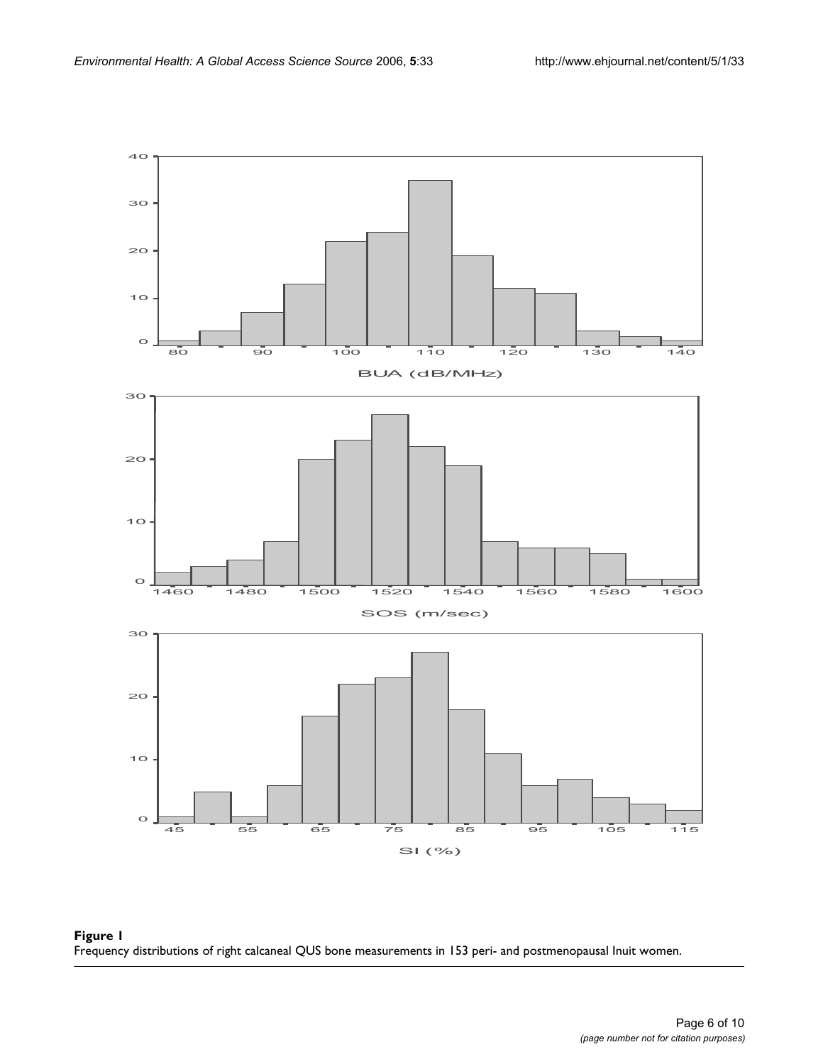**Figure 1**
Frequency distributions of right calcaneal QUS bone measurements in 153 peri- and postmenopausal Inuit women.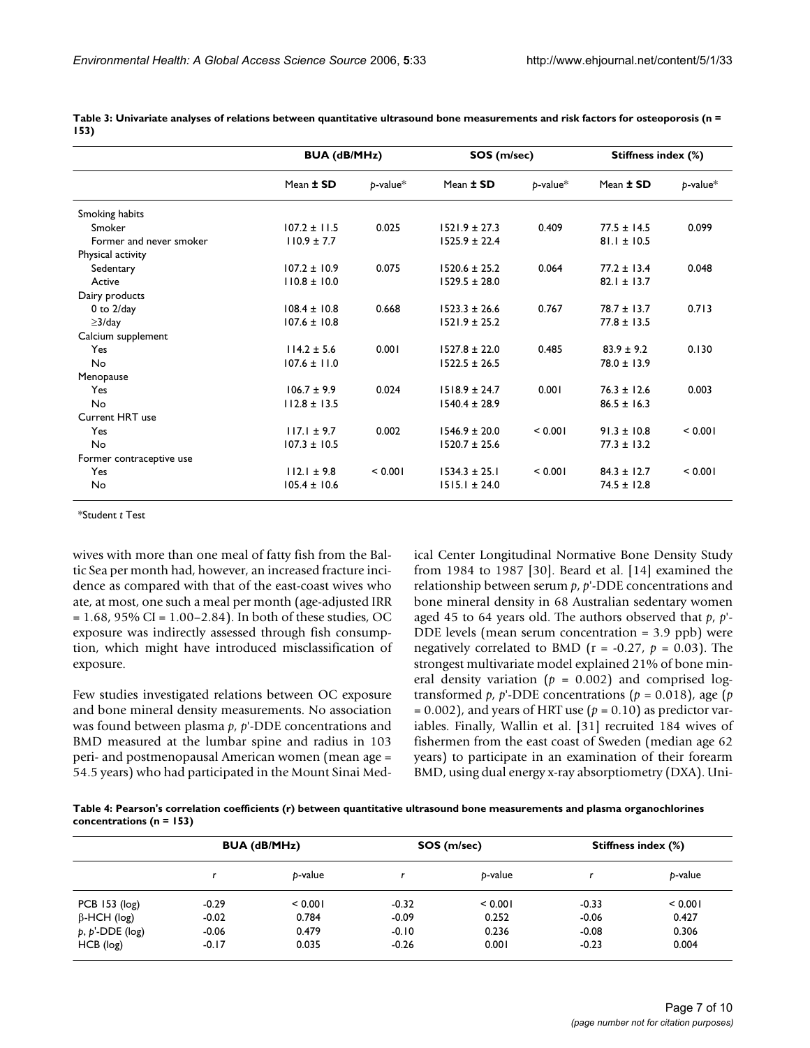**Table 3: Univariate analyses of relations between quantitative ultrasound bone measurements and risk factors for osteoporosis (n = 153)**

| | BUA (dB/MHz) | | SOS (m/sec) | | Stiffness index (%) | |
|---|---|---|---|---|---|---|
| | Mean ± SD | *p*-value* | Mean ± SD | *p*-value* | Mean ± SD | *p*-value* |
| Smoking habits | | | | | | |
| Smoker | 107.2 ± 11.5 | 0.025 | 1521.9 ± 27.3 | 0.409 | 77.5 ± 14.5 | 0.099 |
| Former and never smoker | 110.9 ± 7.7 | | 1525.9 ± 22.4 | | 81.1 ± 10.5 | |
| Physical activity | | | | | | |
| Sedentary | 107.2 ± 10.9 | 0.075 | 1520.6 ± 25.2 | 0.064 | 77.2 ± 13.4 | 0.048 |
| Active | 110.8 ± 10.0 | | 1529.5 ± 28.0 | | 82.1 ± 13.7 | |
| Dairy products | | | | | | |
| 0 to 2/day | 108.4 ± 10.8 | 0.668 | 1523.3 ± 26.6 | 0.767 | 78.7 ± 13.7 | 0.713 |
| ≥3/day | 107.6 ± 10.8 | | 1521.9 ± 25.2 | | 77.8 ± 13.5 | |
| Calcium supplement | | | | | | |
| Yes | 114.2 ± 5.6 | 0.001 | 1527.8 ± 22.0 | 0.485 | 83.9 ± 9.2 | 0.130 |
| No | 107.6 ± 11.0 | | 1522.5 ± 26.5 | | 78.0 ± 13.9 | |
| Menopause | | | | | | |
| Yes | 106.7 ± 9.9 | 0.024 | 1518.9 ± 24.7 | 0.001 | 76.3 ± 12.6 | 0.003 |
| No | 112.8 ± 13.5 | | 1540.4 ± 28.9 | | 86.5 ± 16.3 | |
| Current HRT use | | | | | | |
| Yes | 117.1 ± 9.7 | 0.002 | 1546.9 ± 20.0 | < 0.001 | 91.3 ± 10.8 | < 0.001 |
| No | 107.3 ± 10.5 | | 1520.7 ± 25.6 | | 77.3 ± 13.2 | |
| Former contraceptive use | | | | | | |
| Yes | 112.1 ± 9.8 | < 0.001 | 1534.3 ± 25.1 | < 0.001 | 84.3 ± 12.7 | < 0.001 |
| No | 105.4 ± 10.6 | | 1515.1 ± 24.0 | | 74.5 ± 12.8 | |

*Student *t* Test

wives with more than one meal of fatty fish from the Baltic Sea per month had, however, an increased fracture incidence as compared with that of the east-coast wives who ate, at most, one such a meal per month (age-adjusted IRR = 1.68, 95% CI = 1.00–2.84). In both of these studies, OC exposure was indirectly assessed through fish consumption, which might have introduced misclassification of exposure.

Few studies investigated relations between OC exposure and bone mineral density measurements. No association was found between plasma *p, p*'-DDE concentrations and BMD measured at the lumbar spine and radius in 103 peri- and postmenopausal American women (mean age = 54.5 years) who had participated in the Mount Sinai Medical Center Longitudinal Normative Bone Density Study from 1984 to 1987 [30]. Beard et al. [14] examined the relationship between serum *p, p*'-DDE concentrations and bone mineral density in 68 Australian sedentary women aged 45 to 64 years old. The authors observed that *p, p*'-DDE levels (mean serum concentration = 3.9 ppb) were negatively correlated to BMD ($r = -0.27$, $p = 0.03$). The strongest multivariate model explained 21% of bone mineral density variation ($p = 0.002$) and comprised log-transformed *p, p*'-DDE concentrations ($p = 0.018$), age ($p = 0.002$), and years of HRT use ($p = 0.10$) as predictor variables. Finally, Wallin et al. [31] recruited 184 wives of fishermen from the east coast of Sweden (median age 62 years) to participate in an examination of their forearm BMD, using dual energy x-ray absorptiometry (DXA). Uni-

**Table 4: Pearson's correlation coefficients (r) between quantitative ultrasound bone measurements and plasma organochlorines concentrations (n = 153)**

| | BUA (dB/MHz) | | SOS (m/sec) | | Stiffness index (%) | |
|---|---|---|---|---|---|---|
| | *r* | *p*-value | *r* | *p*-value | *r* | *p*-value |
| PCB 153 (log) | -0.29 | < 0.001 | -0.32 | < 0.001 | -0.33 | < 0.001 |
| β-HCH (log) | -0.02 | 0.784 | -0.09 | 0.252 | -0.06 | 0.427 |
| *p, p*'-DDE (log) | -0.06 | 0.479 | -0.10 | 0.236 | -0.08 | 0.306 |
| HCB (log) | -0.17 | 0.035 | -0.26 | 0.001 | -0.23 | 0.004 |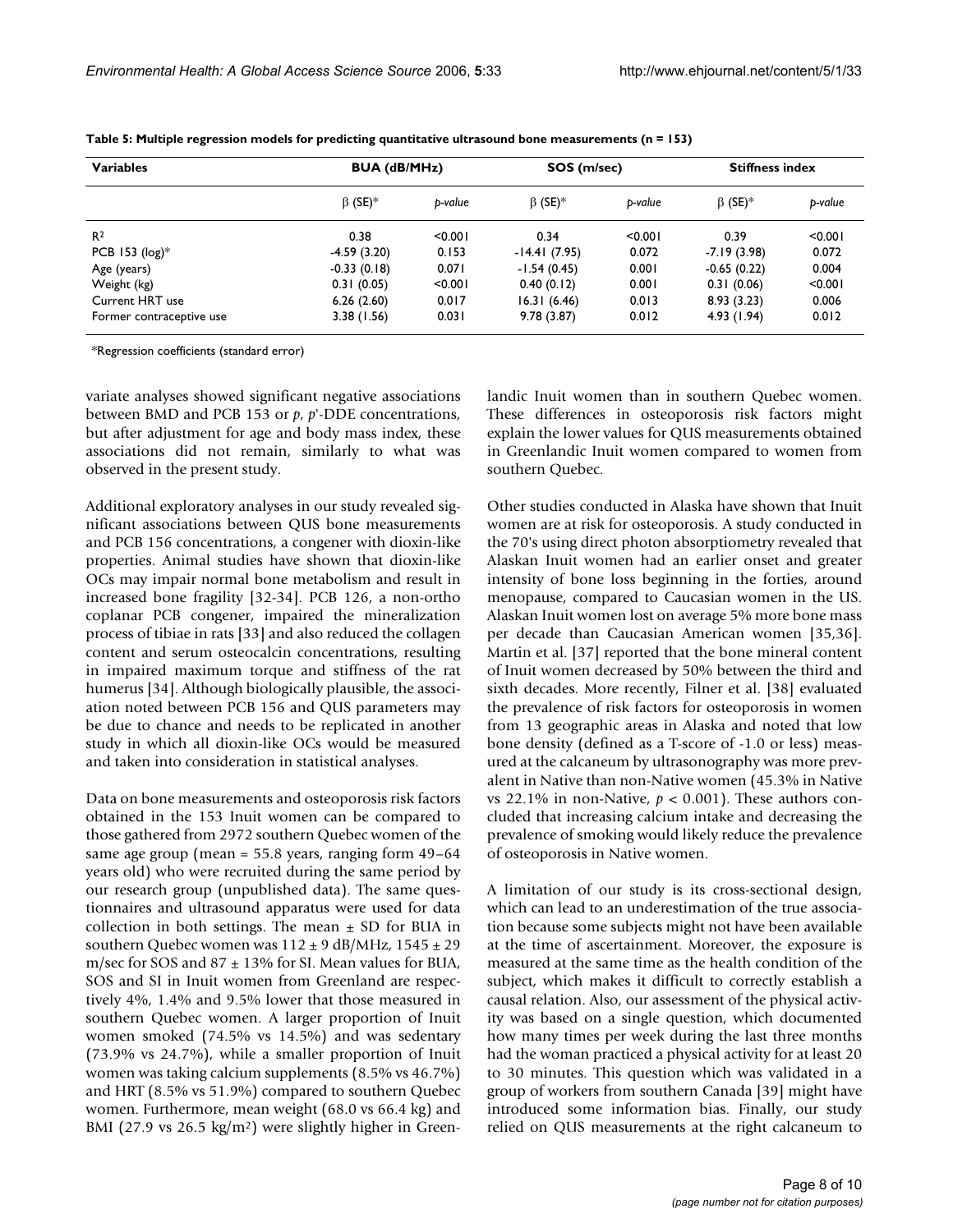**Table 5: Multiple regression models for predicting quantitative ultrasound bone measurements (n = 153)**

| Variables | BUA (dB/MHz) | | SOS (m/sec) | | Stiffness index | |
|---|---|---|---|---|---|---|
| | β (SE)* | *p-value* | β (SE)* | *p-value* | β (SE)* | *p-value* |
| $R^2$ | 0.38 | <0.001 | 0.34 | <0.001 | 0.39 | <0.001 |
| PCB 153 (log)* | -4.59 (3.20) | 0.153 | -14.41 (7.95) | 0.072 | -7.19 (3.98) | 0.072 |
| Age (years) | -0.33 (0.18) | 0.071 | -1.54 (0.45) | 0.001 | -0.65 (0.22) | 0.004 |
| Weight (kg) | 0.31 (0.05) | <0.001 | 0.40 (0.12) | 0.001 | 0.31 (0.06) | <0.001 |
| Current HRT use | 6.26 (2.60) | 0.017 | 16.31 (6.46) | 0.013 | 8.93 (3.23) | 0.006 |
| Former contraceptive use | 3.38 (1.56) | 0.031 | 9.78 (3.87) | 0.012 | 4.93 (1.94) | 0.012 |

*Regression coefficients (standard error)

variate analyses showed significant negative associations between BMD and PCB 153 or *p*, *p*'-DDE concentrations, but after adjustment for age and body mass index, these associations did not remain, similarly to what was observed in the present study.

Additional exploratory analyses in our study revealed significant associations between QUS bone measurements and PCB 156 concentrations, a congener with dioxin-like properties. Animal studies have shown that dioxin-like OCs may impair normal bone metabolism and result in increased bone fragility [32-34]. PCB 126, a non-ortho coplanar PCB congener, impaired the mineralization process of tibiae in rats [33] and also reduced the collagen content and serum osteocalcin concentrations, resulting in impaired maximum torque and stiffness of the rat humerus [34]. Although biologically plausible, the association noted between PCB 156 and QUS parameters may be due to chance and needs to be replicated in another study in which all dioxin-like OCs would be measured and taken into consideration in statistical analyses.

Data on bone measurements and osteoporosis risk factors obtained in the 153 Inuit women can be compared to those gathered from 2972 southern Quebec women of the same age group (mean = 55.8 years, ranging form 49–64 years old) who were recruited during the same period by our research group (unpublished data). The same questionnaires and ultrasound apparatus were used for data collection in both settings. The mean ± SD for BUA in southern Quebec women was 112 ± 9 dB/MHz, 1545 ± 29 m/sec for SOS and 87 ± 13% for SI. Mean values for BUA, SOS and SI in Inuit women from Greenland are respectively 4%, 1.4% and 9.5% lower that those measured in southern Quebec women. A larger proportion of Inuit women smoked (74.5% vs 14.5%) and was sedentary (73.9% vs 24.7%), while a smaller proportion of Inuit women was taking calcium supplements (8.5% vs 46.7%) and HRT (8.5% vs 51.9%) compared to southern Quebec women. Furthermore, mean weight (68.0 vs 66.4 kg) and BMI (27.9 vs 26.5 kg/m$^2$) were slightly higher in Greenlandic Inuit women than in southern Quebec women. These differences in osteoporosis risk factors might explain the lower values for QUS measurements obtained in Greenlandic Inuit women compared to women from southern Quebec.

Other studies conducted in Alaska have shown that Inuit women are at risk for osteoporosis. A study conducted in the 70's using direct photon absorptiometry revealed that Alaskan Inuit women had an earlier onset and greater intensity of bone loss beginning in the forties, around menopause, compared to Caucasian women in the US. Alaskan Inuit women lost on average 5% more bone mass per decade than Caucasian American women [35,36]. Martin et al. [37] reported that the bone mineral content of Inuit women decreased by 50% between the third and sixth decades. More recently, Filner et al. [38] evaluated the prevalence of risk factors for osteoporosis in women from 13 geographic areas in Alaska and noted that low bone density (defined as a T-score of -1.0 or less) measured at the calcaneum by ultrasonography was more prevalent in Native than non-Native women (45.3% in Native vs 22.1% in non-Native, $p < 0.001$). These authors concluded that increasing calcium intake and decreasing the prevalence of smoking would likely reduce the prevalence of osteoporosis in Native women.

A limitation of our study is its cross-sectional design, which can lead to an underestimation of the true association because some subjects might not have been available at the time of ascertainment. Moreover, the exposure is measured at the same time as the health condition of the subject, which makes it difficult to correctly establish a causal relation. Also, our assessment of the physical activity was based on a single question, which documented how many times per week during the last three months had the woman practiced a physical activity for at least 20 to 30 minutes. This question which was validated in a group of workers from southern Canada [39] might have introduced some information bias. Finally, our study relied on QUS measurements at the right calcaneum to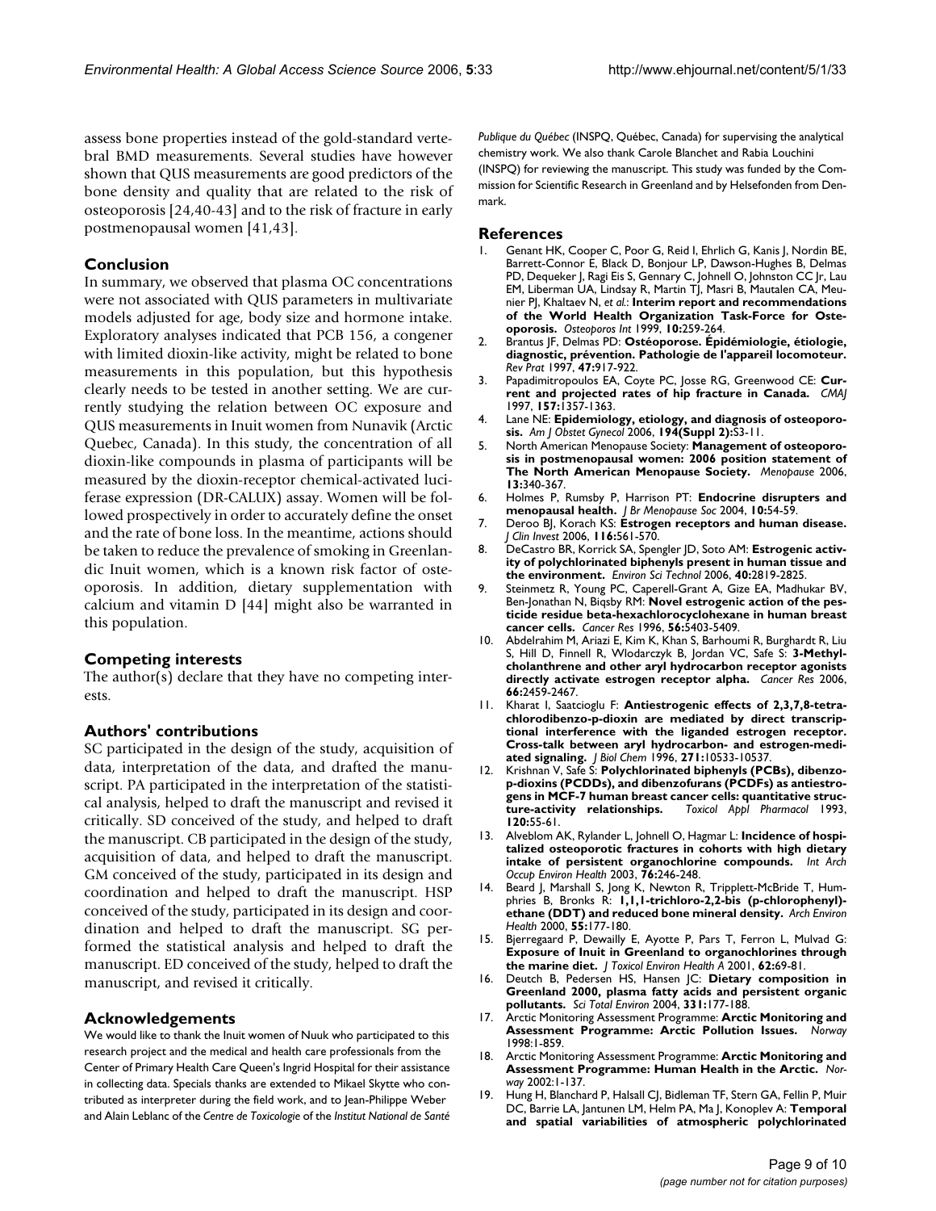assess bone properties instead of the gold-standard vertebral BMD measurements. Several studies have however shown that QUS measurements are good predictors of the bone density and quality that are related to the risk of osteoporosis [24,40-43] and to the risk of fracture in early postmenopausal women [41,43].

## Conclusion

In summary, we observed that plasma OC concentrations were not associated with QUS parameters in multivariate models adjusted for age, body size and hormone intake. Exploratory analyses indicated that PCB 156, a congener with limited dioxin-like activity, might be related to bone measurements in this population, but this hypothesis clearly needs to be tested in another setting. We are currently studying the relation between OC exposure and QUS measurements in Inuit women from Nunavik (Arctic Quebec, Canada). In this study, the concentration of all dioxin-like compounds in plasma of participants will be measured by the dioxin-receptor chemical-activated luciferase expression (DR-CALUX) assay. Women will be followed prospectively in order to accurately define the onset and the rate of bone loss. In the meantime, actions should be taken to reduce the prevalence of smoking in Greenlandic Inuit women, which is a known risk factor of osteoporosis. In addition, dietary supplementation with calcium and vitamin D [44] might also be warranted in this population.

## Competing interests

The author(s) declare that they have no competing interests.

## Authors' contributions

SC participated in the design of the study, acquisition of data, interpretation of the data, and drafted the manuscript. PA participated in the interpretation of the statistical analysis, helped to draft the manuscript and revised it critically. SD conceived of the study, and helped to draft the manuscript. CB participated in the design of the study, acquisition of data, and helped to draft the manuscript. GM conceived of the study, participated in its design and coordination and helped to draft the manuscript. HSP conceived of the study, participated in its design and coordination and helped to draft the manuscript. SG performed the statistical analysis and helped to draft the manuscript. ED conceived of the study, helped to draft the manuscript, and revised it critically.

## Acknowledgements

We would like to thank the Inuit women of Nuuk who participated to this research project and the medical and health care professionals from the Center of Primary Health Care Queen's Ingrid Hospital for their assistance in collecting data. Specials thanks are extended to Mikael Skytte who contributed as interpreter during the field work, and to Jean-Philippe Weber and Alain Leblanc of the *Centre de Toxicologie* of the *Institut National de Santé Publique du Québec* (INSPQ, Québec, Canada) for supervising the analytical chemistry work. We also thank Carole Blanchet and Rabia Louchini (INSPQ) for reviewing the manuscript. This study was funded by the Commission for Scientific Research in Greenland and by Helsefonden from Denmark.

## References

1. Genant HK, Cooper C, Poor G, Reid I, Ehrlich G, Kanis J, Nordin BE, Barrett-Connor E, Black D, Bonjour LP, Dawson-Hughes B, Delmas PD, Dequeker J, Ragi Eis S, Gennary C, Johnell O, Johnston CC Jr, Lau EM, Liberman UA, Lindsay R, Martin TJ, Masri B, Mautalen CA, Meunier PJ, Khaltaev N, *et al.*: **Interim report and recommendations of the World Health Organization Task-Force for Osteoporosis.** *Osteoporos Int* 1999, **10:**259-264.
2. Brantus JF, Delmas PD: **Ostéoporose. Épidémiologie, étiologie, diagnostic, prévention. Pathologie de l'appareil locomoteur.** *Rev Prat* 1997, **47:**917-922.
3. Papadimitropoulos EA, Coyte PC, Josse RG, Greenwood CE: **Current and projected rates of hip fracture in Canada.** *CMAJ* 1997, **157:**1357-1363.
4. Lane NE: **Epidemiology, etiology, and diagnosis of osteoporosis.** *Am J Obstet Gynecol* 2006, **194(Suppl 2):**S3-11.
5. North American Menopause Society: **Management of osteoporosis in postmenopausal women: 2006 position statement of The North American Menopause Society.** *Menopause* 2006, **13:**340-367.
6. Holmes P, Rumsby P, Harrison PT: **Endocrine disrupters and menopausal health.** *J Br Menopause Soc* 2004, **10:**54-59.
7. Deroo BJ, Korach KS: **Estrogen receptors and human disease.** *J Clin Invest* 2006, **116:**561-570.
8. DeCastro BR, Korrick SA, Spengler JD, Soto AM: **Estrogenic activity of polychlorinated biphenyls present in human tissue and the environment.** *Environ Sci Technol* 2006, **40:**2819-2825.
9. Steinmetz R, Young PC, Caperell-Grant A, Gize EA, Madhukar BV, Ben-Jonathan N, Biqsby RM: **Novel estrogenic action of the pesticide residue beta-hexachlorocyclohexane in human breast cancer cells.** *Cancer Res* 1996, **56:**5403-5409.
10. Abdelrahim M, Ariazi E, Kim K, Khan S, Barhoumi R, Burghardt R, Liu S, Hill D, Finnell R, Wlodarczyk B, Jordan VC, Safe S: **3-Methylcholanthrene and other aryl hydrocarbon receptor agonists directly activate estrogen receptor alpha.** *Cancer Res* 2006, **66:**2459-2467.
11. Kharat I, Saatcioglu F: **Antiestrogenic effects of 2,3,7,8-tetrachlorodibenzo-p-dioxin are mediated by direct transcriptional interference with the liganded estrogen receptor. Cross-talk between aryl hydrocarbon- and estrogen-mediated signaling.** *J Biol Chem* 1996, **271:**10533-10537.
12. Krishnan V, Safe S: **Polychlorinated biphenyls (PCBs), dibenzo-p-dioxins (PCDDs), and dibenzofurans (PCDFs) as antiestrogens in MCF-7 human breast cancer cells: quantitative structure-activity relationships.** *Toxicol Appl Pharmacol* 1993, **120:**55-61.
13. Alveblom AK, Rylander L, Johnell O, Hagmar L: **Incidence of hospitalized osteoporotic fractures in cohorts with high dietary intake of persistent organochlorine compounds.** *Int Arch Occup Environ Health* 2003, **76:**246-248.
14. Beard J, Marshall S, Jong K, Newton R, Tripplett-McBride T, Humphries B, Bronks R: **1,1,1-trichloro-2,2-bis (p-chlorophenyl)-ethane (DDT) and reduced bone mineral density.** *Arch Environ Health* 2000, **55:**177-180.
15. Bjerregaard P, Dewailly E, Ayotte P, Pars T, Ferron L, Mulvad G: **Exposure of Inuit in Greenland to organochlorines through the marine diet.** *J Toxicol Environ Health A* 2001, **62:**69-81.
16. Deutch B, Pedersen HS, Hansen JC: **Dietary composition in Greenland 2000, plasma fatty acids and persistent organic pollutants.** *Sci Total Environ* 2004, **331:**177-188.
17. Arctic Monitoring Assessment Programme: **Arctic Monitoring and Assessment Programme: Arctic Pollution Issues.** *Norway* 1998:1-859.
18. Arctic Monitoring Assessment Programme: **Arctic Monitoring and Assessment Programme: Human Health in the Arctic.** *Norway* 2002:1-137.
19. Hung H, Blanchard P, Halsall CJ, Bidleman TF, Stern GA, Fellin P, Muir DC, Barrie LA, Jantunen LM, Helm PA, Ma J, Konoplev A: **Temporal and spatial variabilities of atmospheric polychlorinated**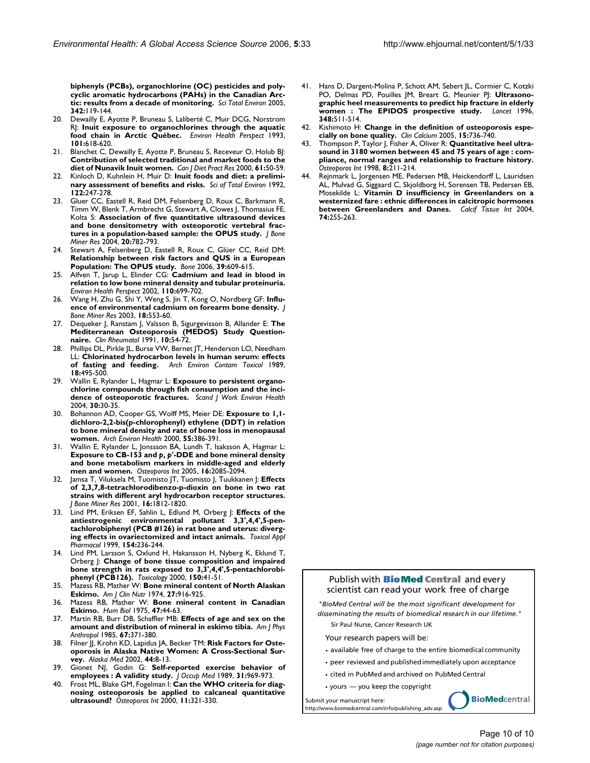biphenyls (PCBs), organochlorine (OC) pesticides and polycyclic aromatic hydrocarbons (PAHs) in the Canadian Arctic: results from a decade of monitoring. *Sci Total Environ* 2005, **342:**119-144.

20. Dewailly E, Ayotte P, Bruneau S, Laliberté C, Muir DCG, Norstrom RJ: **Inuit exposure to organochlorines through the aquatic food chain in Arctic Québec.** *Environ Health Perspect* 1993, **101:**618-620.
21. Blanchet C, Dewailly E, Ayotte P, Bruneau S, Receveur O, Holub BJ: **Contribution of selected traditional and market foods to the diet of Nunavik Inuit women.** *Can J Diet Pract Res* 2000, **61:**50-59.
22. Kinloch D, Kuhnlein H, Muir D: **Inuit foods and diet: a preliminary assessment of benefits and risks.** *Sci of Total Environ* 1992, **122:**247-278.
23. Gluer CC, Eastell R, Reid DM, Felsenberg D, Roux C, Barkmann R, Timm W, Blenk T, Armbrecht G, Stewart A, Clowes J, Thomasius FE, Kolta S: **Association of five quantitative ultrasound devices and bone densitometry with osteoporotic vertebral fractures in a population-based sample: the OPUS study.** *J Bone Miner Res* 2004, **20:**782-793.
24. Stewart A, Felsenberg D, Eastell R, Roux C, Glüer CC, Reid DM: **Relationship between risk factors and QUS in a European Population: The OPUS study.** *Bone* 2006, **39:**609-615.
25. Alfven T, Jarup L, Elinder CG: **Cadmium and lead in blood in relation to low bone mineral density and tubular proteinuria.** *Environ Health Perspect* 2002, **110:**699-702.
26. Wang H, Zhu G, Shi Y, Weng S, Jin T, Kong O, Nordberg GF: **Influence of environmental cadmium on forearm bone density.** *J Bone Miner Res* 2003, **18:**553-60.
27. Dequeker J, Ranstam J, Valsson B, Sigurgevisson B, Allander E: **The Mediterranean Osteoporosis (MEDOS) Study Questionnaire.** *Clin Rheumatol* 1991, **10:**54-72.
28. Phillips DL, Pirkle JL, Burse VW, Bernet JT, Henderson LO, Needham LL: **Chlorinated hydrocarbon levels in human serum: effects of fasting and feeding.** *Arch Environ Contam Toxicol* 1989, **18:**495-500.
29. Wallin E, Rylander L, Hagmar L: **Exposure to persistent organochlorine compounds through fish consumption and the incidence of osteoporotic fractures.** *Scand J Work Environ Health* 2004, **30:**30-35.
30. Bohannon AD, Cooper GS, Wolff MS, Meier DE: **Exposure to 1,1-dichloro-2,2-bis(p-chlorophenyl) ethylene (DDT) in relation to bone mineral density and rate of bone loss in menopausal women.** *Arch Environ Health* 2000, **55:**386-391.
31. Wallin E, Rylander L, Jonsssson BA, Lundh T, Isaksson A, Hagmar L: **Exposure to CB-153 and *p, p'*-DDE and bone mineral density and bone metabolism markers in middle-aged and elderly men and women.** *Osteoporos Int* 2005, **16:**2085-2094.
32. Jamsa T, Viluksela M, Tuomisto JT, Tuomisto J, Tuukkanen J: **Effects of 2,3,7,8-tetrachlorodibenzo-p-dioxin on bone in two rat strains with different aryl hydrocarbon receptor structures.** *J Bone Miner Res* 2001, **16:**1812-1820.
33. Lind PM, Eriksen EF, Sahlin L, Edlund M, Orberg J: **Effects of the antiestrogenic environmental pollutant 3,3',4,4',5-pentachlorobiphenyl (PCB #126) in rat bone and uterus: diverging effects in ovariectomized and intact animals.** *Toxicol Appl Pharmacol* 1999, **154:**236-244.
34. Lind PM, Larsson S, Oxlund H, Hakansson H, Nyberg K, Eklund T, Orberg J: **Change of bone tissue composition and impaired bone strength in rats exposed to 3,3',4,4',5-pentachlorobiphenyl (PCB126).** *Toxicology* 2000, **150:**41-51.
35. Mazess RB, Mather W: **Bone mineral content of North Alaskan Eskimo.** *Am J Clin Nutr* 1974, **27:**916-925.
36. Mazess RB, Mather W: **Bone mineral content in Canadian Eskimo.** *Hum Biol* 1975, **47:**44-63.
37. Martin RB, Burr DB, Schaffler MB: **Effects of age and sex on the amount and distribution of mineral in eskimo tibia.** *Am J Phys Anthropol* 1985, **67:**371-380.
38. Filner JJ, Krohn KD, Lapidus JA, Becker TM: **Risk Factors for Osteoporosis in Alaska Native Women: A Cross-Sectional Survey.** *Alaska Med* 2002, **44:**8-13.
39. Gionet NJ, Godin G: **Self-reported exercise behavior of employees : A validity study.** *J Occup Med* 1989, **31:**969-973.
40. Frost ML, Blake GM, Fogelman I: **Can the WHO criteria for diagnosing osteoporosis be applied to calcaneal quantitative ultrasound?** *Osteoporos Int* 2000, **11:**321-330.
41. Hans D, Dargent-Molina P, Schott AM, Sebert JL, Cormier C, Kotzki PO, Delmas PD, Pouilles JM, Breart G, Meunier PJ: **Ultrasonographic heel measurements to predict hip fracture in elderly women : The EPIDOS prospective study.** *Lancet* 1996, **348:**511-514.
42. Kishimoto H: **Change in the definition of osteoporosis especially on bone quality.** *Clin Calcium* 2005, **15:**736-740.
43. Thompson P, Taylor J, Fisher A, Oliver R: **Quantitative heel ultrasound in 3180 women between 45 and 75 years of age : compliance, normal ranges and relationship to fracture history.** *Osteoporos Int* 1998, **8:**211-214.
44. Rejnmark L, Jorgensen ME, Pedersen MB, Heickendorff L, Lauridsen AL, Mulvad G, Siggaard C, Skjoldborg H, Sorensen TB, Pedersen EB, Mosekilde L: **Vitamin D insufficiency in Greenlanders on a westernized fare : ethnic differences in calcitropic hormones between Greenlanders and Danes.** *Calcif Tissue Int* 2004, **74:**255-263.

Publish with **BioMed Central** and every scientist can read your work free of charge

*"BioMed Central will be the most significant development for disseminating the results of biomedical research in our lifetime."*
Sir Paul Nurse, Cancer Research UK

Your research papers will be:

- available free of charge to the entire biomedical community
- peer reviewed and published immediately upon acceptance
- cited in PubMed and archived on PubMed Central
- yours — you keep the copyright

Submit your manuscript here:
http://www.biomedcentral.com/info/publishing_adv.asp

BioMedcentral